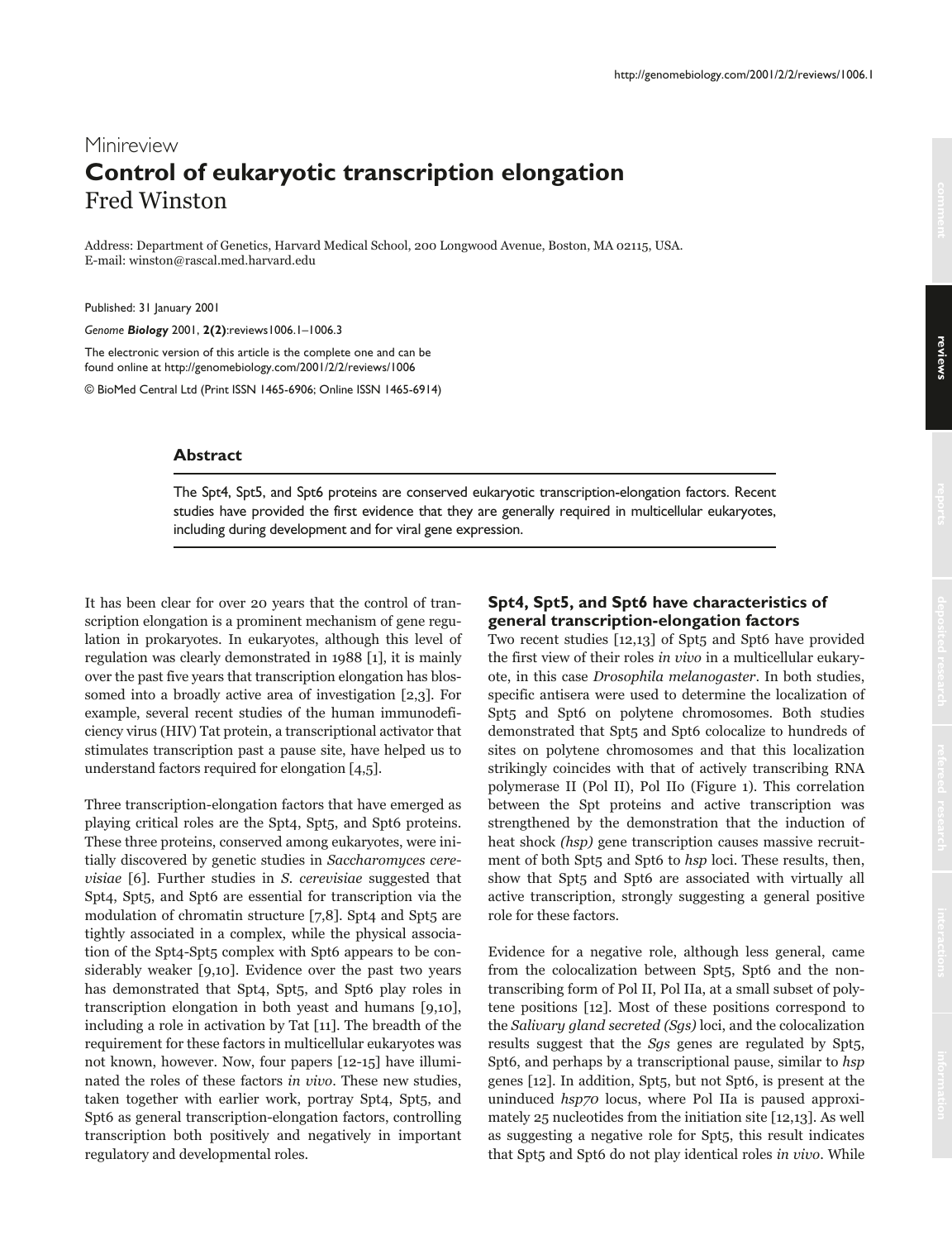Minireview

# Control of eukaryotic transcription elongation

Fred Winston

Address: Department of Genetics, Harvard Medical School, 200 Longwood Avenue, Boston, MA 02115, USA.
E-mail: winston@rascal.med.harvard.edu

Published: 31 January 2001

*Genome Biology* 2001, **2(2)**:reviews1006.1–1006.3

The electronic version of this article is the complete one and can be found online at http://genomebiology.com/2001/2/2/reviews/1006

© BioMed Central Ltd (Print ISSN 1465-6906; Online ISSN 1465-6914)

## Abstract

The Spt4, Spt5, and Spt6 proteins are conserved eukaryotic transcription-elongation factors. Recent studies have provided the first evidence that they are generally required in multicellular eukaryotes, including during development and for viral gene expression.

It has been clear for over 20 years that the control of transcription elongation is a prominent mechanism of gene regulation in prokaryotes. In eukaryotes, although this level of regulation was clearly demonstrated in 1988 [1], it is mainly over the past five years that transcription elongation has blossomed into a broadly active area of investigation [2,3]. For example, several recent studies of the human immunodeficiency virus (HIV) Tat protein, a transcriptional activator that stimulates transcription past a pause site, have helped us to understand factors required for elongation [4,5].

Three transcription-elongation factors that have emerged as playing critical roles are the Spt4, Spt5, and Spt6 proteins. These three proteins, conserved among eukaryotes, were initially discovered by genetic studies in *Saccharomyces cerevisiae* [6]. Further studies in *S. cerevisiae* suggested that Spt4, Spt5, and Spt6 are essential for transcription via the modulation of chromatin structure [7,8]. Spt4 and Spt5 are tightly associated in a complex, while the physical association of the Spt4-Spt5 complex with Spt6 appears to be considerably weaker [9,10]. Evidence over the past two years has demonstrated that Spt4, Spt5, and Spt6 play roles in transcription elongation in both yeast and humans [9,10], including a role in activation by Tat [11]. The breadth of the requirement for these factors in multicellular eukaryotes was not known, however. Now, four papers [12-15] have illuminated the roles of these factors *in vivo*. These new studies, taken together with earlier work, portray Spt4, Spt5, and Spt6 as general transcription-elongation factors, controlling transcription both positively and negatively in important regulatory and developmental roles.

## Spt4, Spt5, and Spt6 have characteristics of general transcription-elongation factors

Two recent studies [12,13] of Spt5 and Spt6 have provided the first view of their roles *in vivo* in a multicellular eukaryote, in this case *Drosophila melanogaster*. In both studies, specific antisera were used to determine the localization of Spt5 and Spt6 on polytene chromosomes. Both studies demonstrated that Spt5 and Spt6 colocalize to hundreds of sites on polytene chromosomes and that this localization strikingly coincides with that of actively transcribing RNA polymerase II (Pol II), Pol IIo (Figure 1). This correlation between the Spt proteins and active transcription was strengthened by the demonstration that the induction of heat shock *(hsp)* gene transcription causes massive recruitment of both Spt5 and Spt6 to *hsp* loci. These results, then, show that Spt5 and Spt6 are associated with virtually all active transcription, strongly suggesting a general positive role for these factors.

Evidence for a negative role, although less general, came from the colocalization between Spt5, Spt6 and the non-transcribing form of Pol II, Pol IIa, at a small subset of polytene positions [12]. Most of these positions correspond to the *Salivary gland secreted (Sgs)* loci, and the colocalization results suggest that the *Sgs* genes are regulated by Spt5, Spt6, and perhaps by a transcriptional pause, similar to *hsp* genes [12]. In addition, Spt5, but not Spt6, is present at the uninduced *hsp70* locus, where Pol IIa is paused approximately 25 nucleotides from the initiation site [12,13]. As well as suggesting a negative role for Spt5, this result indicates that Spt5 and Spt6 do not play identical roles *in vivo*. While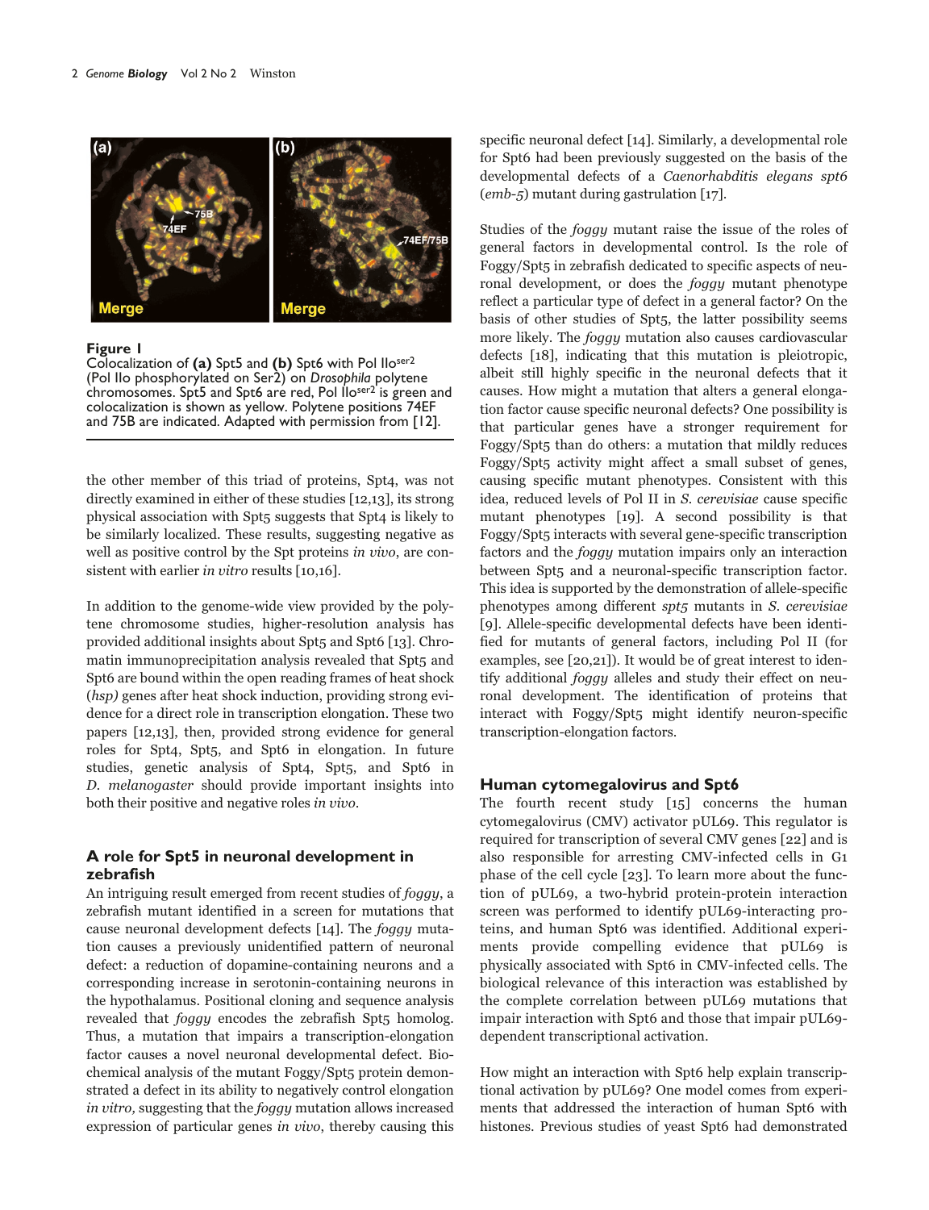**Figure 1**
Colocalization of **(a)** Spt5 and **(b)** Spt6 with Pol II$o^{ser2}$ (Pol IIo phosphorylated on Ser2) on *Drosophila* polytene chromosomes. Spt5 and Spt6 are red, Pol II$o^{ser2}$ is green and colocalization is shown as yellow. Polytene positions 74EF and 75B are indicated. Adapted with permission from [12].

the other member of this triad of proteins, Spt4, was not directly examined in either of these studies [12,13], its strong physical association with Spt5 suggests that Spt4 is likely to be similarly localized. These results, suggesting negative as well as positive control by the Spt proteins *in vivo*, are consistent with earlier *in vitro* results [10,16].

In addition to the genome-wide view provided by the polytene chromosome studies, higher-resolution analysis has provided additional insights about Spt5 and Spt6 [13]. Chromatin immunoprecipitation analysis revealed that Spt5 and Spt6 are bound within the open reading frames of heat shock (*hsp)* genes after heat shock induction, providing strong evidence for a direct role in transcription elongation. These two papers [12,13], then, provided strong evidence for general roles for Spt4, Spt5, and Spt6 in elongation. In future studies, genetic analysis of Spt4, Spt5, and Spt6 in *D. melanogaster* should provide important insights into both their positive and negative roles *in vivo*.

## A role for Spt5 in neuronal development in zebrafish

An intriguing result emerged from recent studies of *foggy*, a zebrafish mutant identified in a screen for mutations that cause neuronal development defects [14]. The *foggy* mutation causes a previously unidentified pattern of neuronal defect: a reduction of dopamine-containing neurons and a corresponding increase in serotonin-containing neurons in the hypothalamus. Positional cloning and sequence analysis revealed that *foggy* encodes the zebrafish Spt5 homolog. Thus, a mutation that impairs a transcription-elongation factor causes a novel neuronal developmental defect. Biochemical analysis of the mutant Foggy/Spt5 protein demonstrated a defect in its ability to negatively control elongation *in vitro,* suggesting that the *foggy* mutation allows increased expression of particular genes *in vivo*, thereby causing this specific neuronal defect [14]. Similarly, a developmental role for Spt6 had been previously suggested on the basis of the developmental defects of a *Caenorhabditis elegans spt6* (*emb-5*) mutant during gastrulation [17].

Studies of the *foggy* mutant raise the issue of the roles of general factors in developmental control. Is the role of Foggy/Spt5 in zebrafish dedicated to specific aspects of neuronal development, or does the *foggy* mutant phenotype reflect a particular type of defect in a general factor? On the basis of other studies of Spt5, the latter possibility seems more likely. The *foggy* mutation also causes cardiovascular defects [18], indicating that this mutation is pleiotropic, albeit still highly specific in the neuronal defects that it causes. How might a mutation that alters a general elongation factor cause specific neuronal defects? One possibility is that particular genes have a stronger requirement for Foggy/Spt5 than do others: a mutation that mildly reduces Foggy/Spt5 activity might affect a small subset of genes, causing specific mutant phenotypes. Consistent with this idea, reduced levels of Pol II in *S. cerevisiae* cause specific mutant phenotypes [19]. A second possibility is that Foggy/Spt5 interacts with several gene-specific transcription factors and the *foggy* mutation impairs only an interaction between Spt5 and a neuronal-specific transcription factor. This idea is supported by the demonstration of allele-specific phenotypes among different *spt5* mutants in *S. cerevisiae* [9]. Allele-specific developmental defects have been identified for mutants of general factors, including Pol II (for examples, see [20,21]). It would be of great interest to identify additional *foggy* alleles and study their effect on neuronal development. The identification of proteins that interact with Foggy/Spt5 might identify neuron-specific transcription-elongation factors.

## Human cytomegalovirus and Spt6

The fourth recent study [15] concerns the human cytomegalovirus (CMV) activator pUL69. This regulator is required for transcription of several CMV genes [22] and is also responsible for arresting CMV-infected cells in G1 phase of the cell cycle [23]. To learn more about the function of pUL69, a two-hybrid protein-protein interaction screen was performed to identify pUL69-interacting proteins, and human Spt6 was identified. Additional experiments provide compelling evidence that pUL69 is physically associated with Spt6 in CMV-infected cells. The biological relevance of this interaction was established by the complete correlation between pUL69 mutations that impair interaction with Spt6 and those that impair pUL69-dependent transcriptional activation.

How might an interaction with Spt6 help explain transcriptional activation by pUL69? One model comes from experiments that addressed the interaction of human Spt6 with histones. Previous studies of yeast Spt6 had demonstrated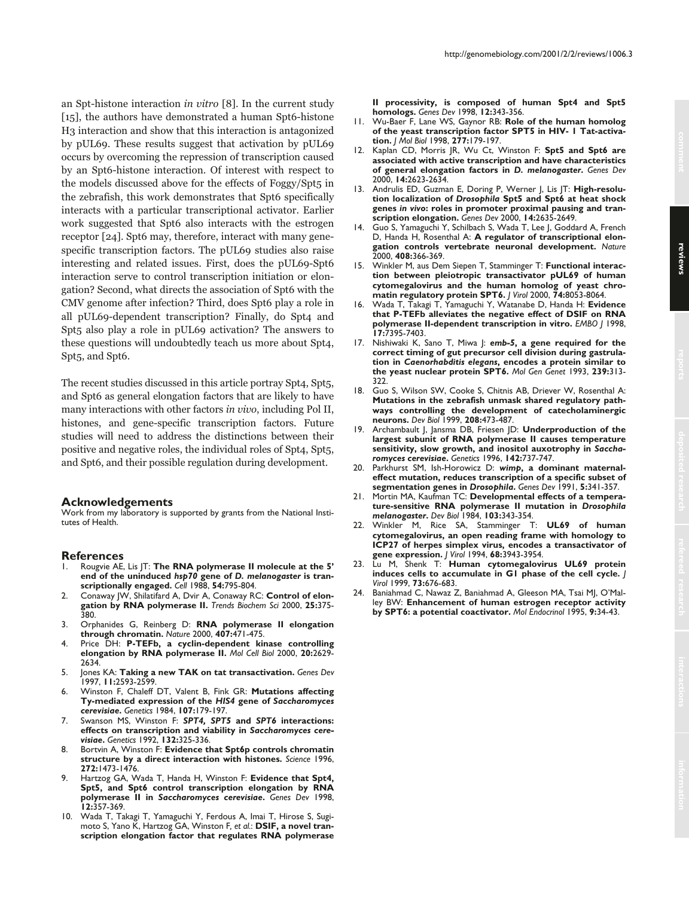an Spt-histone interaction *in vitro* [8]. In the current study [15], the authors have demonstrated a human Spt6-histone H3 interaction and show that this interaction is antagonized by pUL69. These results suggest that activation by pUL69 occurs by overcoming the repression of transcription caused by an Spt6-histone interaction. Of interest with respect to the models discussed above for the effects of Foggy/Spt5 in the zebrafish, this work demonstrates that Spt6 specifically interacts with a particular transcriptional activator. Earlier work suggested that Spt6 also interacts with the estrogen receptor [24]. Spt6 may, therefore, interact with many gene-specific transcription factors. The pUL69 studies also raise interesting and related issues. First, does the pUL69-Spt6 interaction serve to control transcription initiation or elongation? Second, what directs the association of Spt6 with the CMV genome after infection? Third, does Spt6 play a role in all pUL69-dependent transcription? Finally, do Spt4 and Spt5 also play a role in pUL69 activation? The answers to these questions will undoubtedly teach us more about Spt4, Spt5, and Spt6.

The recent studies discussed in this article portray Spt4, Spt5, and Spt6 as general elongation factors that are likely to have many interactions with other factors *in vivo*, including Pol II, histones, and gene-specific transcription factors. Future studies will need to address the distinctions between their positive and negative roles, the individual roles of Spt4, Spt5, and Spt6, and their possible regulation during development.

## Acknowledgements

Work from my laboratory is supported by grants from the National Institutes of Health.

## References

1. Rougvie AE, Lis JT: **The RNA polymerase II molecule at the 5' end of the uninduced *hsp70* gene of *D. melanogaster* is transcriptionally engaged.** *Cell* 1988, **54:**795-804.
2. Conaway JW, Shilatifard A, Dvir A, Conaway RC: **Control of elongation by RNA polymerase II.** *Trends Biochem Sci* 2000, **25:**375-380.
3. Orphanides G, Reinberg D: **RNA polymerase II elongation through chromatin.** *Nature* 2000, **407:**471-475.
4. Price DH: **P-TEFb, a cyclin-dependent kinase controlling elongation by RNA polymerase II.** *Mol Cell Biol* 2000, **20:**2629-2634.
5. Jones KA: **Taking a new TAK on tat transactivation.** *Genes Dev* 1997, **11:**2593-2599.
6. Winston F, Chaleff DT, Valent B, Fink GR: **Mutations affecting Ty-mediated expression of the *HIS4* gene of *Saccharomyces cerevisiae*.** *Genetics* 1984, **107:**179-197.
7. Swanson MS, Winston F: ***SPT4, SPT5* and *SPT6* interactions: effects on transcription and viability in *Saccharomyces cerevisiae*.** *Genetics* 1992, **132:**325-336.
8. Bortvin A, Winston F: **Evidence that Spt6p controls chromatin structure by a direct interaction with histones.** *Science* 1996, **272:**1473-1476.
9. Hartzog GA, Wada T, Handa H, Winston F: **Evidence that Spt4, Spt5, and Spt6 control transcription elongation by RNA polymerase II in *Saccharomyces cerevisiae*.** *Genes Dev* 1998, **12:**357-369.
10. Wada T, Takagi T, Yamaguchi Y, Ferdous A, Imai T, Hirose S, Sugimoto S, Yano K, Hartzog GA, Winston F, *et al.*: **DSIF, a novel transcription elongation factor that regulates RNA polymerase II processivity, is composed of human Spt4 and Spt5 homologs.** *Genes Dev* 1998, **12:**343-356.
11. Wu-Baer F, Lane WS, Gaynor RB: **Role of the human homolog of the yeast transcription factor SPT5 in HIV- 1 Tat-activation.** *J Mol Biol* 1998, **277:**179-197.
12. Kaplan CD, Morris JR, Wu Ct, Winston F: **Spt5 and Spt6 are associated with active transcription and have characteristics of general elongation factors in *D. melanogaster*.** *Genes Dev* 2000, **14:**2623-2634.
13. Andrulis ED, Guzman E, Doring P, Werner J, Lis JT: **High-resolution localization of *Drosophila* Spt5 and Spt6 at heat shock genes *in vivo*: roles in promoter proximal pausing and transcription elongation.** *Genes Dev* 2000, **14:**2635-2649.
14. Guo S, Yamaguchi Y, Schilbach S, Wada T, Lee J, Goddard A, French D, Handa H, Rosenthal A: **A regulator of transcriptional elongation controls vertebrate neuronal development.** *Nature* 2000, **408:**366-369.
15. Winkler M, aus Dem Siepen T, Stamminger T: **Functional interaction between pleiotropic transactivator pUL69 of human cytomegalovirus and the human homolog of yeast chromatin regulatory protein SPT6.** *J Virol* 2000, **74:**8053-8064.
16. Wada T, Takagi T, Yamaguchi Y, Watanabe D, Handa H: **Evidence that P-TEFb alleviates the negative effect of DSIF on RNA polymerase II-dependent transcription in vitro.** *EMBO J* 1998, **17:**7395-7403.
17. Nishiwaki K, Sano T, Miwa J: ***emb-5*, a gene required for the correct timing of gut precursor cell division during gastrulation in *Caenorhabditis elegans*, encodes a protein similar to the yeast nuclear protein SPT6.** *Mol Gen Genet* 1993, **239:**313-322.
18. Guo S, Wilson SW, Cooke S, Chitnis AB, Driever W, Rosenthal A: **Mutations in the zebrafish unmask shared regulatory pathways controlling the development of catecholaminergic neurons.** *Dev Biol* 1999, **208:**473-487.
19. Archambault J, Jansma DB, Friesen JD: **Underproduction of the largest subunit of RNA polymerase II causes temperature sensitivity, slow growth, and inositol auxotrophy in *Saccharomyces cerevisiae*.** *Genetics* 1996, **142:**737-747.
20. Parkhurst SM, Ish-Horowicz D: ***wimp*, a dominant maternal-effect mutation, reduces transcription of a specific subset of segmentation genes in *Drosophila*.** *Genes Dev* 1991, **5:**341-357.
21. Mortin MA, Kaufman TC: **Developmental effects of a temperature-sensitive RNA polymerase II mutation in *Drosophila melanogaster*.** *Dev Biol* 1984, **103:**343-354.
22. Winkler M, Rice SA, Stamminger T: **UL69 of human cytomegalovirus, an open reading frame with homology to ICP27 of herpes simplex virus, encodes a transactivator of gene expression.** *J Virol* 1994, **68:**3943-3954.
23. Lu M, Shenk T: **Human cytomegalovirus UL69 protein induces cells to accumulate in G1 phase of the cell cycle.** *J Virol* 1999, **73:**676-683.
24. Baniahmad C, Nawaz Z, Baniahmad A, Gleeson MA, Tsai MJ, O'Malley BW: **Enhancement of human estrogen receptor activity by SPT6: a potential coactivator.** *Mol Endocrinol* 1995, **9:**34-43.